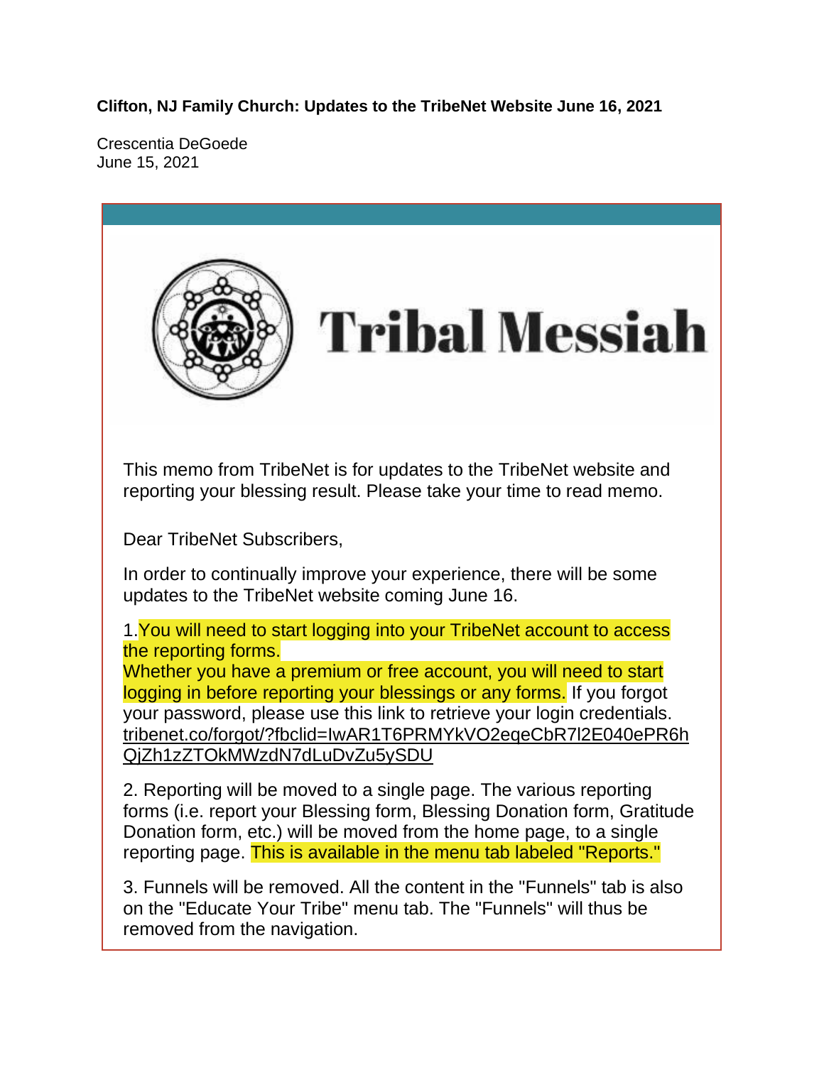**Clifton, NJ Family Church: Updates to the TribeNet Website June 16, 2021**

Crescentia DeGoede
June 15, 2021

Tribal Messiah

This memo from TribeNet is for updates to the TribeNet website and reporting your blessing result. Please take your time to read memo.

Dear TribeNet Subscribers,

In order to continually improve your experience, there will be some updates to the TribeNet website coming June 16.

1.You will need to start logging into your TribeNet account to access the reporting forms.
Whether you have a premium or free account, you will need to start logging in before reporting your blessings or any forms. If you forgot your password, please use this link to retrieve your login credentials. tribenet.co/forgot/?fbclid=IwAR1T6PRMYkVO2eqeCbR7l2E040ePR6hQjZh1zZTOkMWzdN7dLuDvZu5ySDU

2. Reporting will be moved to a single page. The various reporting forms (i.e. report your Blessing form, Blessing Donation form, Gratitude Donation form, etc.) will be moved from the home page, to a single reporting page. This is available in the menu tab labeled "Reports."

3. Funnels will be removed. All the content in the "Funnels" tab is also on the "Educate Your Tribe" menu tab. The "Funnels" will thus be removed from the navigation.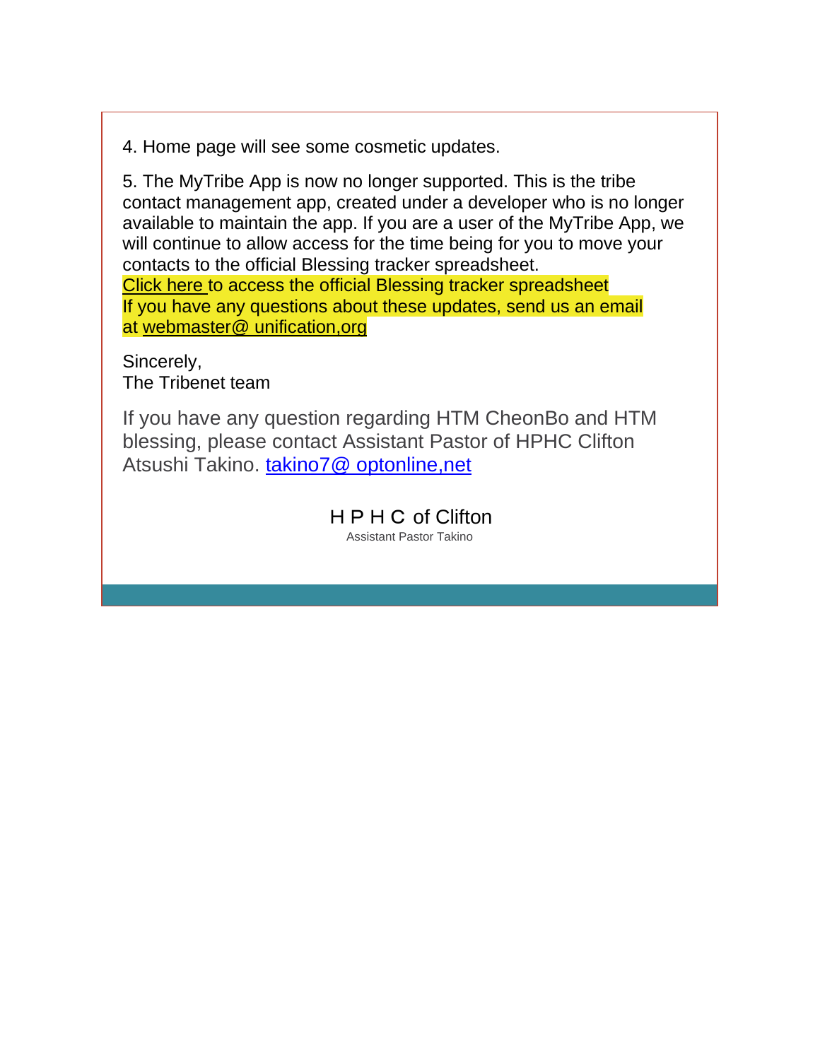4. Home page will see some cosmetic updates.

5. The MyTribe App is now no longer supported. This is the tribe contact management app, created under a developer who is no longer available to maintain the app. If you are a user of the MyTribe App, we will continue to allow access for the time being for you to move your contacts to the official Blessing tracker spreadsheet.
Click here to access the official Blessing tracker spreadsheet
If you have any questions about these updates, send us an email at webmaster@ unification,org

Sincerely,
The Tribenet team

If you have any question regarding HTM CheonBo and HTM blessing, please contact Assistant Pastor of HPHC Clifton Atsushi Takino. takino7@ optonline,net

H P H C of Clifton
Assistant Pastor Takino